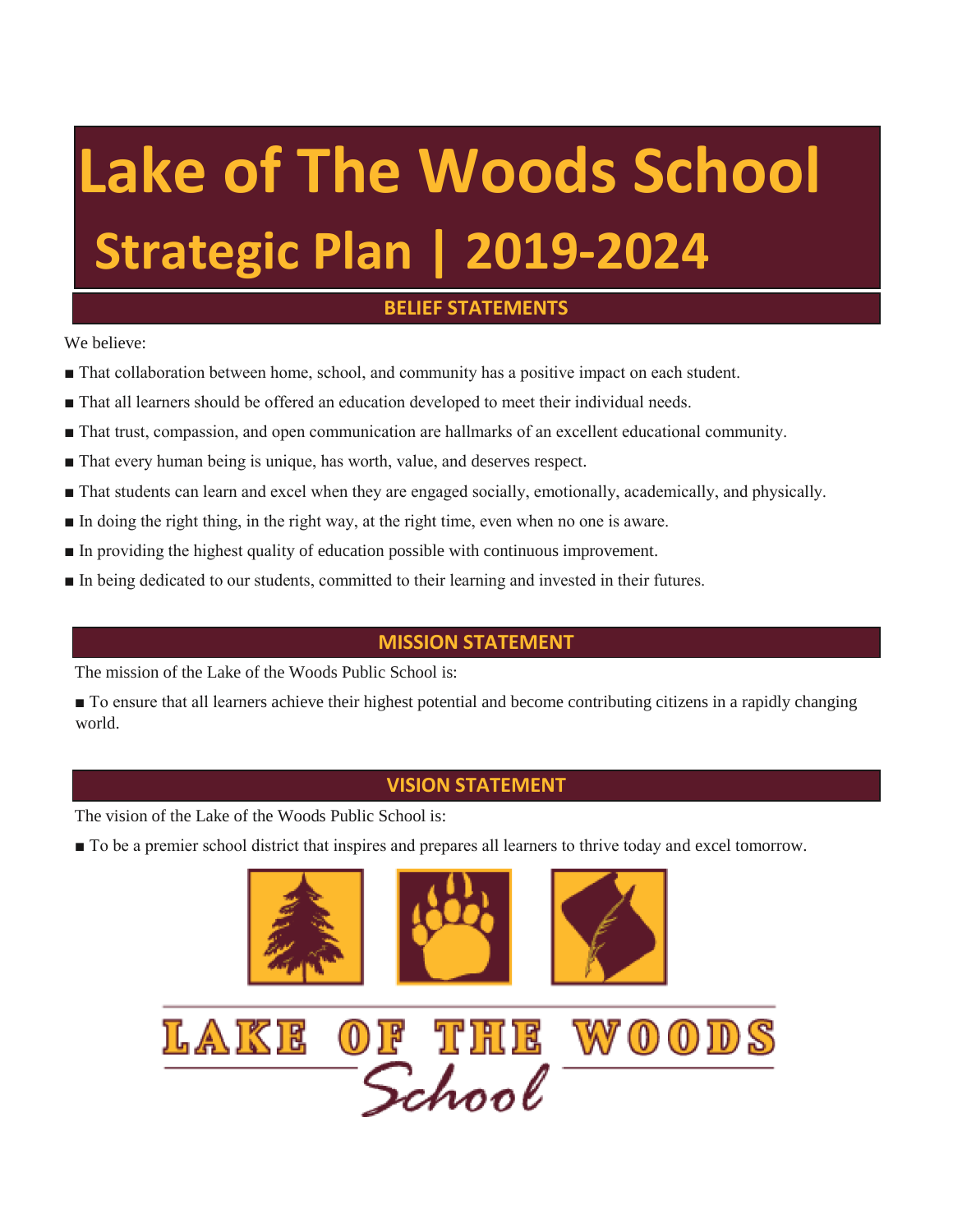# Lake of The Woods School

## Strategic Plan | 2019-2024

### BELIEF STATEMENTS

We believe:

- That collaboration between home, school, and community has a positive impact on each student.
- That all learners should be offered an education developed to meet their individual needs.
- That trust, compassion, and open communication are hallmarks of an excellent educational community.
- That every human being is unique, has worth, value, and deserves respect.
- That students can learn and excel when they are engaged socially, emotionally, academically, and physically.
- In doing the right thing, in the right way, at the right time, even when no one is aware.
- In providing the highest quality of education possible with continuous improvement.
- In being dedicated to our students, committed to their learning and invested in their futures.

### MISSION STATEMENT

The mission of the Lake of the Woods Public School is:

- To ensure that all learners achieve their highest potential and become contributing citizens in a rapidly changing world.

### VISION STATEMENT

The vision of the Lake of the Woods Public School is:

- To be a premier school district that inspires and prepares all learners to thrive today and excel tomorrow.

LAKE OF THE WOODS School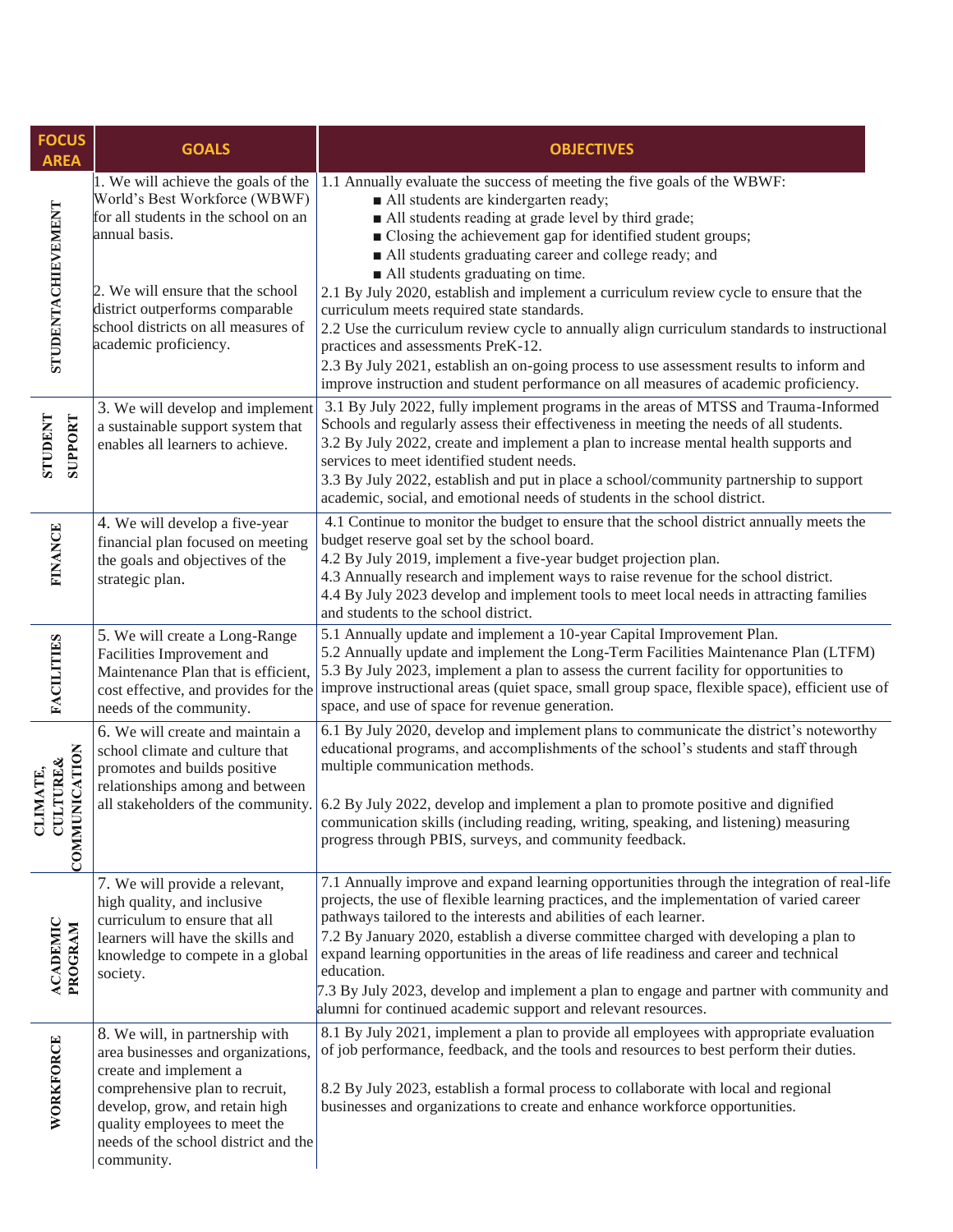| FOCUS AREA | GOALS | OBJECTIVES |
|---|---|---|
| STUDENT ACHIEVEMENT | 1. We will achieve the goals of the World's Best Workforce (WBWF) for all students in the school on an annual basis.<br><br>2. We will ensure that the school district outperforms comparable school districts on all measures of academic proficiency. | 1.1 Annually evaluate the success of meeting the five goals of the WBWF:<br>■ All students are kindergarten ready;<br>■ All students reading at grade level by third grade;<br>■ Closing the achievement gap for identified student groups;<br>■ All students graduating career and college ready; and<br>■ All students graduating on time.<br>2.1 By July 2020, establish and implement a curriculum review cycle to ensure that the curriculum meets required state standards.<br>2.2 Use the curriculum review cycle to annually align curriculum standards to instructional practices and assessments PreK-12.<br>2.3 By July 2021, establish an on-going process to use assessment results to inform and improve instruction and student performance on all measures of academic proficiency. |
| STUDENT SUPPORT | 3. We will develop and implement a sustainable support system that enables all learners to achieve. | 3.1 By July 2022, fully implement programs in the areas of MTSS and Trauma-Informed Schools and regularly assess their effectiveness in meeting the needs of all students.<br>3.2 By July 2022, create and implement a plan to increase mental health supports and services to meet identified student needs.<br>3.3 By July 2022, establish and put in place a school/community partnership to support academic, social, and emotional needs of students in the school district. |
| FINANCE | 4. We will develop a five-year financial plan focused on meeting the goals and objectives of the strategic plan. | 4.1 Continue to monitor the budget to ensure that the school district annually meets the budget reserve goal set by the school board.<br>4.2 By July 2019, implement a five-year budget projection plan.<br>4.3 Annually research and implement ways to raise revenue for the school district.<br>4.4 By July 2023 develop and implement tools to meet local needs in attracting families and students to the school district. |
| FACILITIES | 5. We will create a Long-Range Facilities Improvement and Maintenance Plan that is efficient, cost effective, and provides for the needs of the community. | 5.1 Annually update and implement a 10-year Capital Improvement Plan.<br>5.2 Annually update and implement the Long-Term Facilities Maintenance Plan (LTFM)<br>5.3 By July 2023, implement a plan to assess the current facility for opportunities to improve instructional areas (quiet space, small group space, flexible space), efficient use of space, and use of space for revenue generation. |
| CLIMATE, CULTURE& COMMUNICATION | 6. We will create and maintain a school climate and culture that promotes and builds positive relationships among and between all stakeholders of the community. | 6.1 By July 2020, develop and implement plans to communicate the district's noteworthy educational programs, and accomplishments of the school's students and staff through multiple communication methods.<br><br>6.2 By July 2022, develop and implement a plan to promote positive and dignified communication skills (including reading, writing, speaking, and listening) measuring progress through PBIS, surveys, and community feedback. |
| ACADEMIC PROGRAM | 7. We will provide a relevant, high quality, and inclusive curriculum to ensure that all learners will have the skills and knowledge to compete in a global society. | 7.1 Annually improve and expand learning opportunities through the integration of real-life projects, the use of flexible learning practices, and the implementation of varied career pathways tailored to the interests and abilities of each learner.<br>7.2 By January 2020, establish a diverse committee charged with developing a plan to expand learning opportunities in the areas of life readiness and career and technical education.<br>7.3 By July 2023, develop and implement a plan to engage and partner with community and alumni for continued academic support and relevant resources. |
| WORKFORCE | 8. We will, in partnership with area businesses and organizations, create and implement a comprehensive plan to recruit, develop, grow, and retain high quality employees to meet the needs of the school district and the community. | 8.1 By July 2021, implement a plan to provide all employees with appropriate evaluation of job performance, feedback, and the tools and resources to best perform their duties.<br><br>8.2 By July 2023, establish a formal process to collaborate with local and regional businesses and organizations to create and enhance workforce opportunities. |